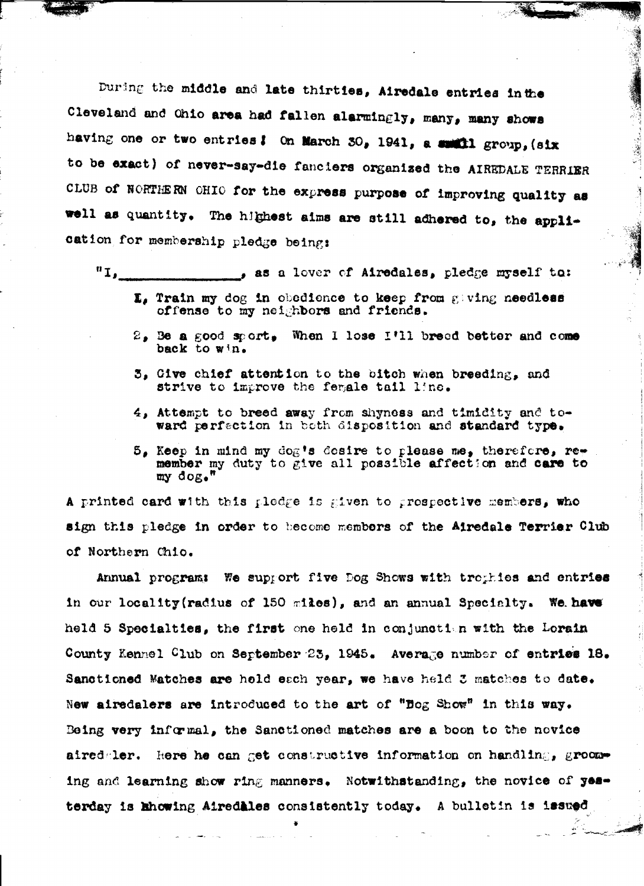During the middle and late thirties, Airedale entries in the Cleveland and Ohio area had fallen alarmingly, many, many shows having one or two entries! On March 30, 1941, a small group, (six to be exact) of never-say-die fanciers organized the AIREDALE TERRIER CLUB of NORTHERN OHIO for the express purpose of improving quality as well as quantity. The highest aims are still adhered to, the application for membership pledge being:

"I, _______________, as a lover of Airedales, pledge myself to:

1. Train my dog in obedience to keep from giving needless offense to my neighbors and friends.
2. Be a good sport. When I lose I'll breed better and come back to win.
3. Give chief attention to the bitch when breeding, and strive to improve the female tail line.
4. Attempt to breed away from shyness and timidity and toward perfection in both disposition and standard type.
5. Keep in mind my dog's desire to please me, therefore, remember my duty to give all possible affection and care to my dog."

A printed card with this pledge is given to prospective members, who sign this pledge in order to become members of the Airedale Terrier Club of Northern Ohio.

Annual program: We support five Dog Shows with trophies and entries in our locality (radius of 150 miles), and an annual Specialty. We have held 5 Specialties, the first one held in conjunction with the Lorain County Kennel Club on September 23, 1945. Average number of entries 18. Sanctioned Matches are held each year, we have held 3 matches to date. New airedalers are introduced to the art of "Dog Show" in this way. Being very informal, the Sanctioned matches are a boon to the novice airedaler. Here he can get constructive information on handling, grooming and learning show ring manners. Notwithstanding, the novice of yesterday is showing Airedales consistently today. A bulletin is issued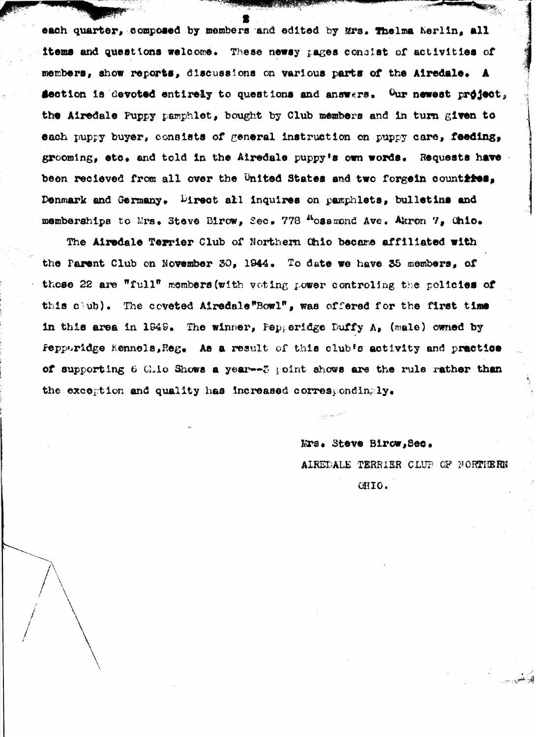each quarter, composed by members and edited by Mrs. Thelma Kerlin, all items and questions welcome. These newsy pages consist of activities of members, show reports, discussions on various parts of the Airedale. A section is devoted entirely to questions and answers. Our newest project, the Airedale Puppy pamphlet, bought by Club members and in turn given to each puppy buyer, consists of general instruction on puppy care, feeding, grooming, etc. and told in the Airedale puppy's own words. Requests have been recieved from all over the United States and two forgein countries, Denmark and Germany. Direct all inquires on pamphlets, bulletins and memberships to Mrs. Steve Birow, Sec. 778 Rosamond Ave. Akron 7, Ohio.

The Airedale Terrier Club of Northern Ohio became affiliated with the Parent Club on November 30, 1944. To date we have 35 members, of those 22 are "full" members(with voting power controling the policies of this club). The coveted Airedale"Bowl", was offered for the first time in this area in 1949. The winner, Pepperidge Duffy A, (male) owned by Pepperidge Kennels,Reg. As a result of this club's activity and practice of supporting 6 Ohio Shows a year--3 point shows are the rule rather than the exception and quality has increased correspondingly.

Mrs. Steve Birow,Sec.
AIREDALE TERRIER CLUB OF NORTHERN
OHIO.